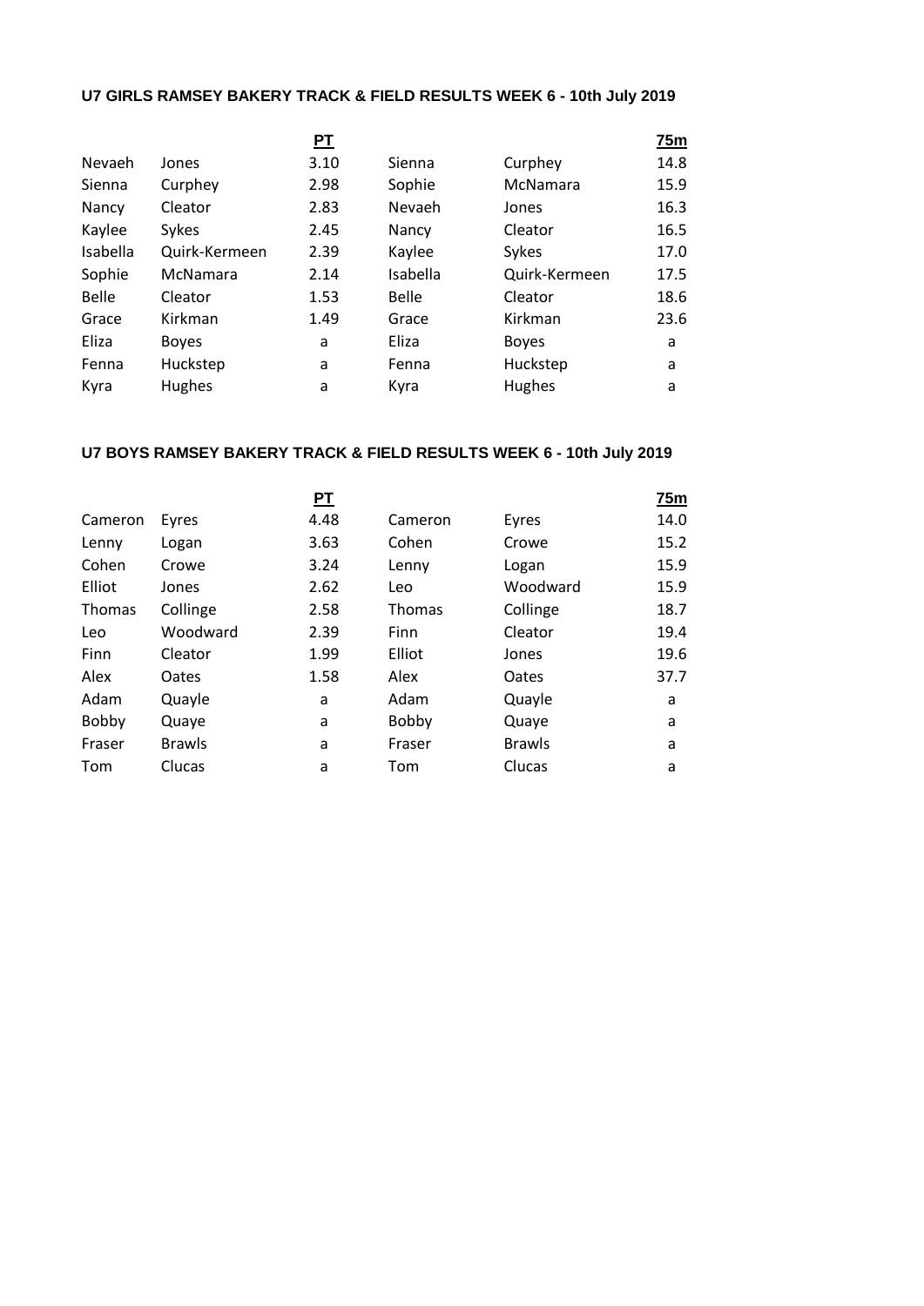### U7 GIRLS RAMSEY BAKERY TRACK & FIELD RESULTS WEEK 6 - 10th July 2019

| | | PT | | | 75m |
|---|---|---|---|---|---|
| Nevaeh | Jones | 3.10 | Sienna | Curphey | 14.8 |
| Sienna | Curphey | 2.98 | Sophie | McNamara | 15.9 |
| Nancy | Cleator | 2.83 | Nevaeh | Jones | 16.3 |
| Kaylee | Sykes | 2.45 | Nancy | Cleator | 16.5 |
| Isabella | Quirk-Kermeen | 2.39 | Kaylee | Sykes | 17.0 |
| Sophie | McNamara | 2.14 | Isabella | Quirk-Kermeen | 17.5 |
| Belle | Cleator | 1.53 | Belle | Cleator | 18.6 |
| Grace | Kirkman | 1.49 | Grace | Kirkman | 23.6 |
| Eliza | Boyes | a | Eliza | Boyes | a |
| Fenna | Huckstep | a | Fenna | Huckstep | a |
| Kyra | Hughes | a | Kyra | Hughes | a |

### U7 BOYS RAMSEY BAKERY TRACK & FIELD RESULTS WEEK 6 - 10th July 2019

| | | PT | | | 75m |
|---|---|---|---|---|---|
| Cameron | Eyres | 4.48 | Cameron | Eyres | 14.0 |
| Lenny | Logan | 3.63 | Cohen | Crowe | 15.2 |
| Cohen | Crowe | 3.24 | Lenny | Logan | 15.9 |
| Elliot | Jones | 2.62 | Leo | Woodward | 15.9 |
| Thomas | Collinge | 2.58 | Thomas | Collinge | 18.7 |
| Leo | Woodward | 2.39 | Finn | Cleator | 19.4 |
| Finn | Cleator | 1.99 | Elliot | Jones | 19.6 |
| Alex | Oates | 1.58 | Alex | Oates | 37.7 |
| Adam | Quayle | a | Adam | Quayle | a |
| Bobby | Quaye | a | Bobby | Quaye | a |
| Fraser | Brawls | a | Fraser | Brawls | a |
| Tom | Clucas | a | Tom | Clucas | a |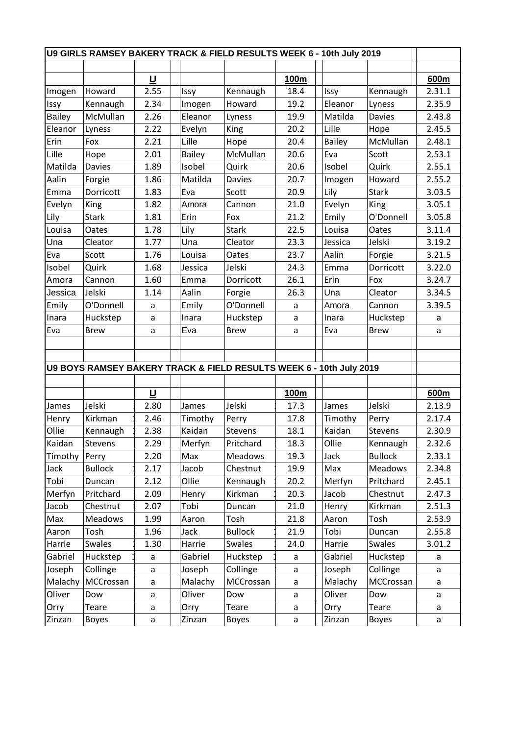## U9 GIRLS RAMSEY BAKERY TRACK & FIELD RESULTS WEEK 6 - 10th July 2019

| | | LJ | | | 100m | | | 600m |
|---|---|---|---|---|---|---|---|---|
| Imogen | Howard | 2.55 | Issy | Kennaugh | 18.4 | Issy | Kennaugh | 2.31.1 |
| Issy | Kennaugh | 2.34 | Imogen | Howard | 19.2 | Eleanor | Lyness | 2.35.9 |
| Bailey | McMullan | 2.26 | Eleanor | Lyness | 19.9 | Matilda | Davies | 2.43.8 |
| Eleanor | Lyness | 2.22 | Evelyn | King | 20.2 | Lille | Hope | 2.45.5 |
| Erin | Fox | 2.21 | Lille | Hope | 20.4 | Bailey | McMullan | 2.48.1 |
| Lille | Hope | 2.01 | Bailey | McMullan | 20.6 | Eva | Scott | 2.53.1 |
| Matilda | Davies | 1.89 | Isobel | Quirk | 20.6 | Isobel | Quirk | 2.55.1 |
| Aalin | Forgie | 1.86 | Matilda | Davies | 20.7 | Imogen | Howard | 2.55.2 |
| Emma | Dorricott | 1.83 | Eva | Scott | 20.9 | Lily | Stark | 3.03.5 |
| Evelyn | King | 1.82 | Amora | Cannon | 21.0 | Evelyn | King | 3.05.1 |
| Lily | Stark | 1.81 | Erin | Fox | 21.2 | Emily | O'Donnell | 3.05.8 |
| Louisa | Oates | 1.78 | Lily | Stark | 22.5 | Louisa | Oates | 3.11.4 |
| Una | Cleator | 1.77 | Una | Cleator | 23.3 | Jessica | Jelski | 3.19.2 |
| Eva | Scott | 1.76 | Louisa | Oates | 23.7 | Aalin | Forgie | 3.21.5 |
| Isobel | Quirk | 1.68 | Jessica | Jelski | 24.3 | Emma | Dorricott | 3.22.0 |
| Amora | Cannon | 1.60 | Emma | Dorricott | 26.1 | Erin | Fox | 3.24.7 |
| Jessica | Jelski | 1.14 | Aalin | Forgie | 26.3 | Una | Cleator | 3.34.5 |
| Emily | O'Donnell | a | Emily | O'Donnell | a | Amora | Cannon | 3.39.5 |
| Inara | Huckstep | a | Inara | Huckstep | a | Inara | Huckstep | a |
| Eva | Brew | a | Eva | Brew | a | Eva | Brew | a |

## U9 BOYS RAMSEY BAKERY TRACK & FIELD RESULTS WEEK 6 - 10th July 2019

| | | LJ | | | 100m | | | 600m |
|---|---|---|---|---|---|---|---|---|
| James | Jelski | 2.80 | James | Jelski | 17.3 | James | Jelski | 2.13.9 |
| Henry | Kirkman | 2.46 | Timothy | Perry | 17.8 | Timothy | Perry | 2.17.4 |
| Ollie | Kennaugh | 2.38 | Kaidan | Stevens | 18.1 | Kaidan | Stevens | 2.30.9 |
| Kaidan | Stevens | 2.29 | Merfyn | Pritchard | 18.3 | Ollie | Kennaugh | 2.32.6 |
| Timothy | Perry | 2.20 | Max | Meadows | 19.3 | Jack | Bullock | 2.33.1 |
| Jack | Bullock | 2.17 | Jacob | Chestnut | 19.9 | Max | Meadows | 2.34.8 |
| Tobi | Duncan | 2.12 | Ollie | Kennaugh | 20.2 | Merfyn | Pritchard | 2.45.1 |
| Merfyn | Pritchard | 2.09 | Henry | Kirkman | 20.3 | Jacob | Chestnut | 2.47.3 |
| Jacob | Chestnut | 2.07 | Tobi | Duncan | 21.0 | Henry | Kirkman | 2.51.3 |
| Max | Meadows | 1.99 | Aaron | Tosh | 21.8 | Aaron | Tosh | 2.53.9 |
| Aaron | Tosh | 1.96 | Jack | Bullock | 21.9 | Tobi | Duncan | 2.55.8 |
| Harrie | Swales | 1.30 | Harrie | Swales | 24.0 | Harrie | Swales | 3.01.2 |
| Gabriel | Huckstep | a | Gabriel | Huckstep | a | Gabriel | Huckstep | a |
| Joseph | Collinge | a | Joseph | Collinge | a | Joseph | Collinge | a |
| Malachy | MCCrossan | a | Malachy | MCCrossan | a | Malachy | MCCrossan | a |
| Oliver | Dow | a | Oliver | Dow | a | Oliver | Dow | a |
| Orry | Teare | a | Orry | Teare | a | Orry | Teare | a |
| Zinzan | Boyes | a | Zinzan | Boyes | a | Zinzan | Boyes | a |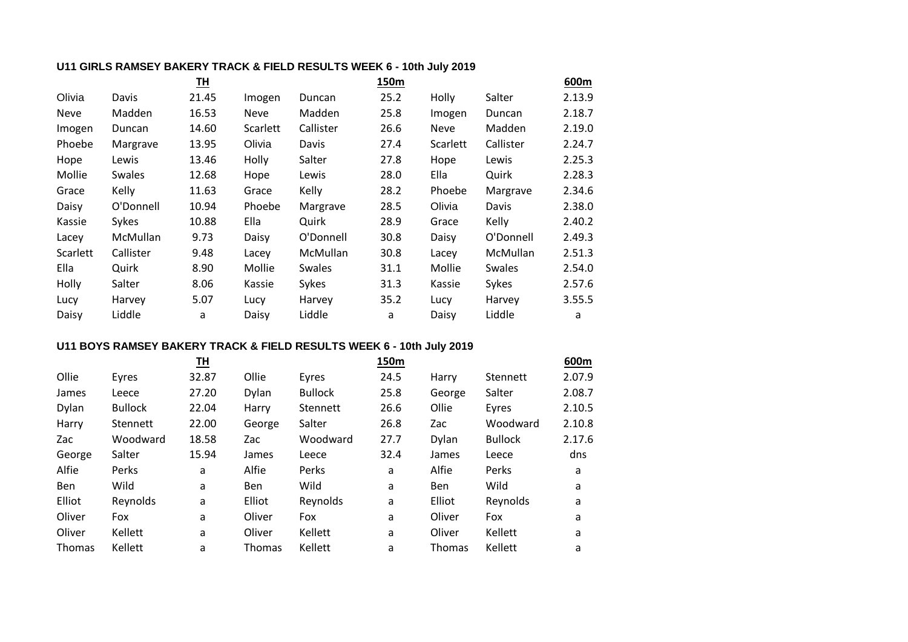### U11 GIRLS RAMSEY BAKERY TRACK & FIELD RESULTS WEEK 6 - 10th July 2019

| | | TH | | | 150m | | | 600m |
|---|---|---|---|---|---|---|---|---|
| Olivia | Davis | 21.45 | Imogen | Duncan | 25.2 | Holly | Salter | 2.13.9 |
| Neve | Madden | 16.53 | Neve | Madden | 25.8 | Imogen | Duncan | 2.18.7 |
| Imogen | Duncan | 14.60 | Scarlett | Callister | 26.6 | Neve | Madden | 2.19.0 |
| Phoebe | Margrave | 13.95 | Olivia | Davis | 27.4 | Scarlett | Callister | 2.24.7 |
| Hope | Lewis | 13.46 | Holly | Salter | 27.8 | Hope | Lewis | 2.25.3 |
| Mollie | Swales | 12.68 | Hope | Lewis | 28.0 | Ella | Quirk | 2.28.3 |
| Grace | Kelly | 11.63 | Grace | Kelly | 28.2 | Phoebe | Margrave | 2.34.6 |
| Daisy | O'Donnell | 10.94 | Phoebe | Margrave | 28.5 | Olivia | Davis | 2.38.0 |
| Kassie | Sykes | 10.88 | Ella | Quirk | 28.9 | Grace | Kelly | 2.40.2 |
| Lacey | McMullan | 9.73 | Daisy | O'Donnell | 30.8 | Daisy | O'Donnell | 2.49.3 |
| Scarlett | Callister | 9.48 | Lacey | McMullan | 30.8 | Lacey | McMullan | 2.51.3 |
| Ella | Quirk | 8.90 | Mollie | Swales | 31.1 | Mollie | Swales | 2.54.0 |
| Holly | Salter | 8.06 | Kassie | Sykes | 31.3 | Kassie | Sykes | 2.57.6 |
| Lucy | Harvey | 5.07 | Lucy | Harvey | 35.2 | Lucy | Harvey | 3.55.5 |
| Daisy | Liddle | a | Daisy | Liddle | a | Daisy | Liddle | a |

### U11 BOYS RAMSEY BAKERY TRACK & FIELD RESULTS WEEK 6 - 10th July 2019

| | | TH | | | 150m | | | 600m |
|---|---|---|---|---|---|---|---|---|
| Ollie | Eyres | 32.87 | Ollie | Eyres | 24.5 | Harry | Stennett | 2.07.9 |
| James | Leece | 27.20 | Dylan | Bullock | 25.8 | George | Salter | 2.08.7 |
| Dylan | Bullock | 22.04 | Harry | Stennett | 26.6 | Ollie | Eyres | 2.10.5 |
| Harry | Stennett | 22.00 | George | Salter | 26.8 | Zac | Woodward | 2.10.8 |
| Zac | Woodward | 18.58 | Zac | Woodward | 27.7 | Dylan | Bullock | 2.17.6 |
| George | Salter | 15.94 | James | Leece | 32.4 | James | Leece | dns |
| Alfie | Perks | a | Alfie | Perks | a | Alfie | Perks | a |
| Ben | Wild | a | Ben | Wild | a | Ben | Wild | a |
| Elliot | Reynolds | a | Elliot | Reynolds | a | Elliot | Reynolds | a |
| Oliver | Fox | a | Oliver | Fox | a | Oliver | Fox | a |
| Oliver | Kellett | a | Oliver | Kellett | a | Oliver | Kellett | a |
| Thomas | Kellett | a | Thomas | Kellett | a | Thomas | Kellett | a |